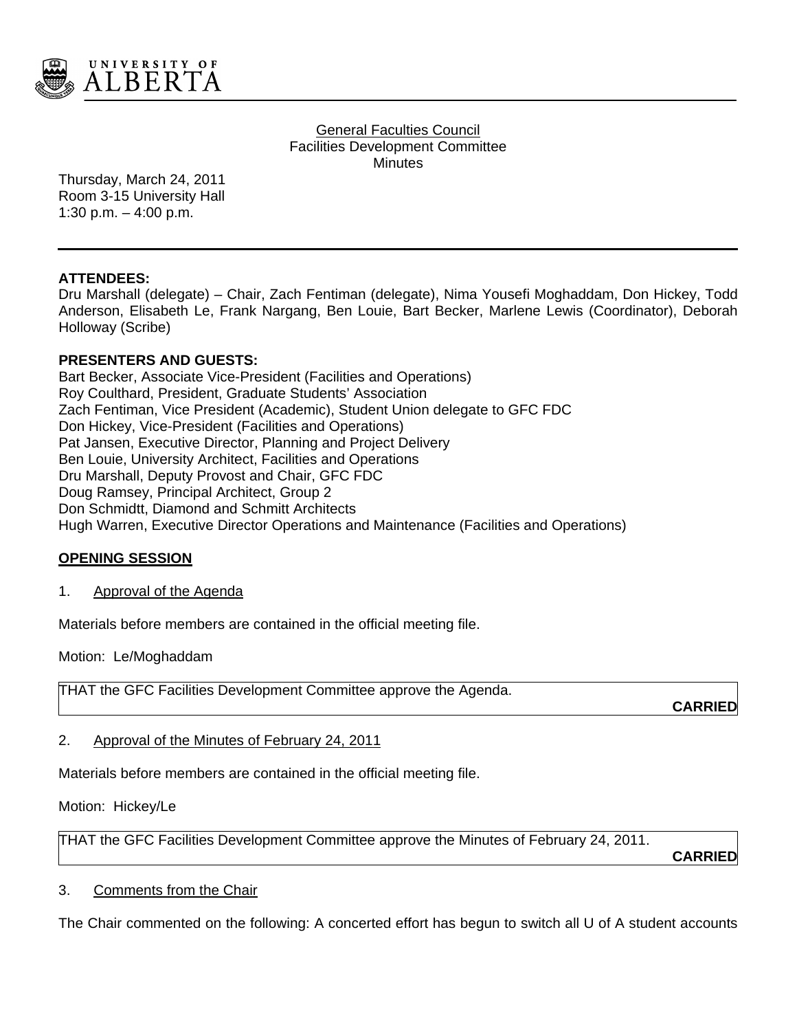General Faculties Council
Facilities Development Committee
Minutes

Thursday, March 24, 2011
Room 3-15 University Hall
1:30 p.m. – 4:00 p.m.

**ATTENDEES:**
Dru Marshall (delegate) – Chair, Zach Fentiman (delegate), Nima Yousefi Moghaddam, Don Hickey, Todd Anderson, Elisabeth Le, Frank Nargang, Ben Louie, Bart Becker, Marlene Lewis (Coordinator), Deborah Holloway (Scribe)

**PRESENTERS AND GUESTS:**
Bart Becker, Associate Vice-President (Facilities and Operations)
Roy Coulthard, President, Graduate Students' Association
Zach Fentiman, Vice President (Academic), Student Union delegate to GFC FDC
Don Hickey, Vice-President (Facilities and Operations)
Pat Jansen, Executive Director, Planning and Project Delivery
Ben Louie, University Architect, Facilities and Operations
Dru Marshall, Deputy Provost and Chair, GFC FDC
Doug Ramsey, Principal Architect, Group 2
Don Schmidtt, Diamond and Schmitt Architects
Hugh Warren, Executive Director Operations and Maintenance (Facilities and Operations)

## OPENING SESSION

1. Approval of the Agenda

Materials before members are contained in the official meeting file.

Motion: Le/Moghaddam

THAT the GFC Facilities Development Committee approve the Agenda.

**CARRIED**

2. Approval of the Minutes of February 24, 2011

Materials before members are contained in the official meeting file.

Motion: Hickey/Le

THAT the GFC Facilities Development Committee approve the Minutes of February 24, 2011.

**CARRIED**

3. Comments from the Chair

The Chair commented on the following: A concerted effort has begun to switch all U of A student accounts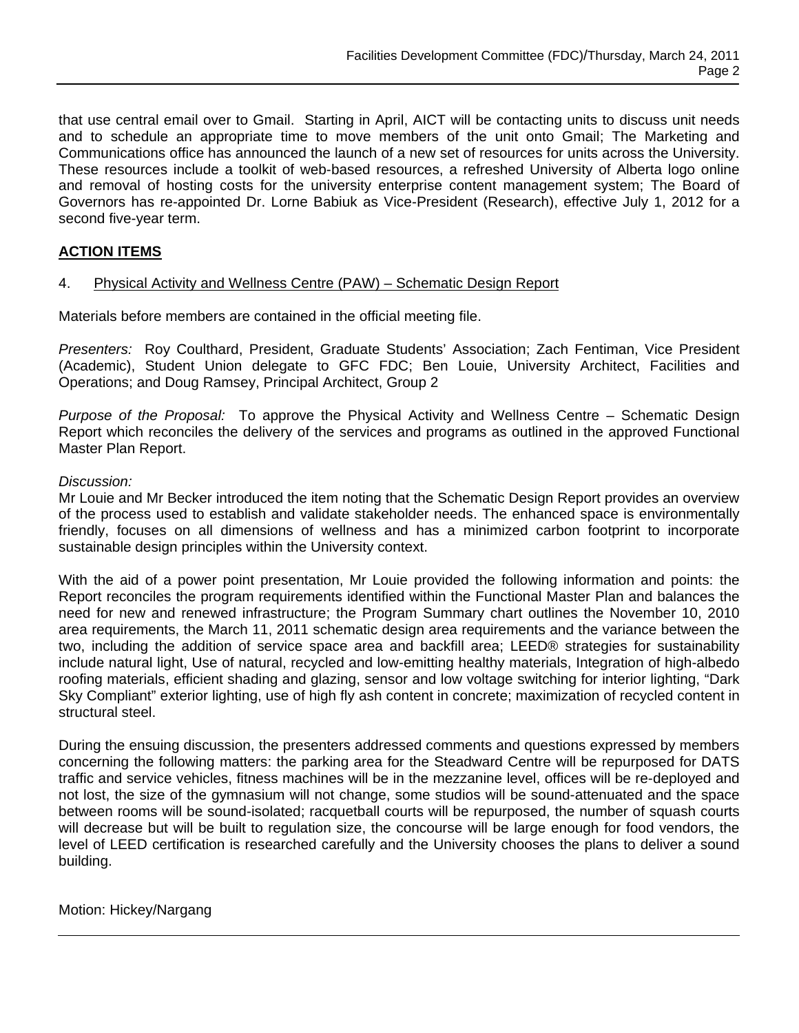that use central email over to Gmail. Starting in April, AICT will be contacting units to discuss unit needs and to schedule an appropriate time to move members of the unit onto Gmail; The Marketing and Communications office has announced the launch of a new set of resources for units across the University. These resources include a toolkit of web-based resources, a refreshed University of Alberta logo online and removal of hosting costs for the university enterprise content management system; The Board of Governors has re-appointed Dr. Lorne Babiuk as Vice-President (Research), effective July 1, 2012 for a second five-year term.

## ACTION ITEMS

### 4. Physical Activity and Wellness Centre (PAW) – Schematic Design Report

Materials before members are contained in the official meeting file.

*Presenters:* Roy Coulthard, President, Graduate Students' Association; Zach Fentiman, Vice President (Academic), Student Union delegate to GFC FDC; Ben Louie, University Architect, Facilities and Operations; and Doug Ramsey, Principal Architect, Group 2

*Purpose of the Proposal:* To approve the Physical Activity and Wellness Centre – Schematic Design Report which reconciles the delivery of the services and programs as outlined in the approved Functional Master Plan Report.

*Discussion:*
Mr Louie and Mr Becker introduced the item noting that the Schematic Design Report provides an overview of the process used to establish and validate stakeholder needs. The enhanced space is environmentally friendly, focuses on all dimensions of wellness and has a minimized carbon footprint to incorporate sustainable design principles within the University context.

With the aid of a power point presentation, Mr Louie provided the following information and points: the Report reconciles the program requirements identified within the Functional Master Plan and balances the need for new and renewed infrastructure; the Program Summary chart outlines the November 10, 2010 area requirements, the March 11, 2011 schematic design area requirements and the variance between the two, including the addition of service space area and backfill area; LEED® strategies for sustainability include natural light, Use of natural, recycled and low-emitting healthy materials, Integration of high-albedo roofing materials, efficient shading and glazing, sensor and low voltage switching for interior lighting, "Dark Sky Compliant" exterior lighting, use of high fly ash content in concrete; maximization of recycled content in structural steel.

During the ensuing discussion, the presenters addressed comments and questions expressed by members concerning the following matters: the parking area for the Steadward Centre will be repurposed for DATS traffic and service vehicles, fitness machines will be in the mezzanine level, offices will be re-deployed and not lost, the size of the gymnasium will not change, some studios will be sound-attenuated and the space between rooms will be sound-isolated; racquetball courts will be repurposed, the number of squash courts will decrease but will be built to regulation size, the concourse will be large enough for food vendors, the level of LEED certification is researched carefully and the University chooses the plans to deliver a sound building.

Motion: Hickey/Nargang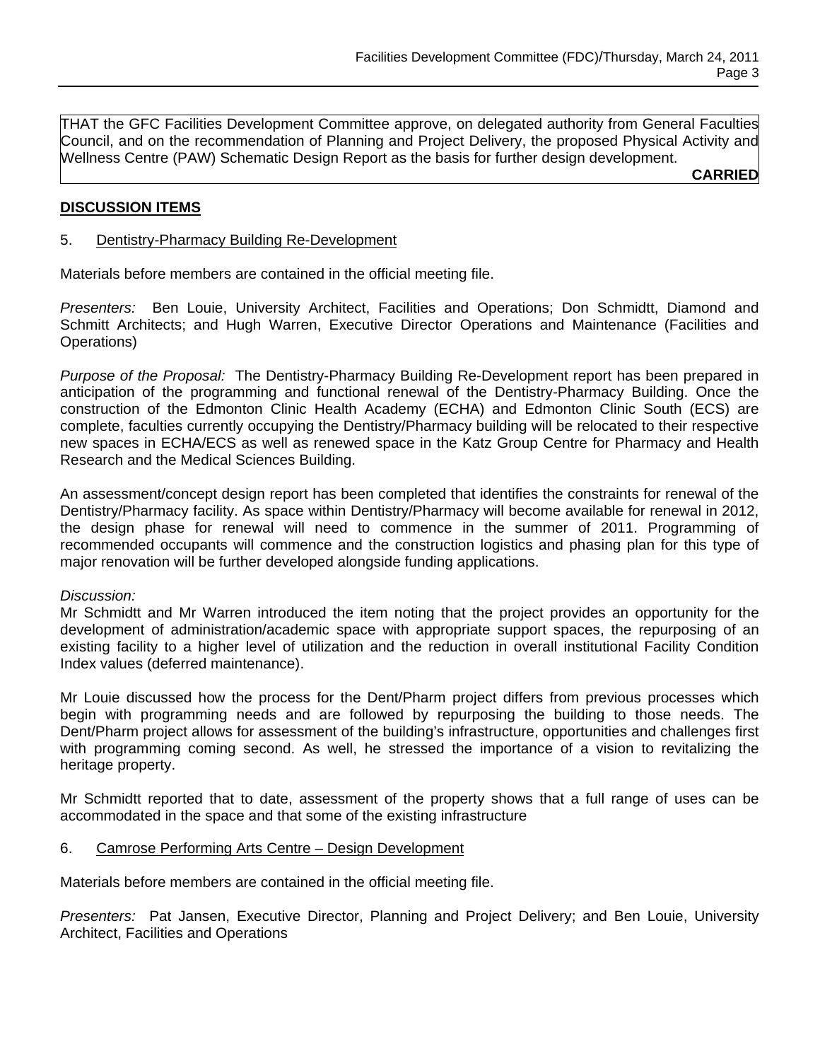THAT the GFC Facilities Development Committee approve, on delegated authority from General Faculties Council, and on the recommendation of Planning and Project Delivery, the proposed Physical Activity and Wellness Centre (PAW) Schematic Design Report as the basis for further design development.

**CARRIED**

## DISCUSSION ITEMS

5. Dentistry-Pharmacy Building Re-Development

Materials before members are contained in the official meeting file.

*Presenters:* Ben Louie, University Architect, Facilities and Operations; Don Schmidtt, Diamond and Schmitt Architects; and Hugh Warren, Executive Director Operations and Maintenance (Facilities and Operations)

*Purpose of the Proposal:* The Dentistry-Pharmacy Building Re-Development report has been prepared in anticipation of the programming and functional renewal of the Dentistry-Pharmacy Building. Once the construction of the Edmonton Clinic Health Academy (ECHA) and Edmonton Clinic South (ECS) are complete, faculties currently occupying the Dentistry/Pharmacy building will be relocated to their respective new spaces in ECHA/ECS as well as renewed space in the Katz Group Centre for Pharmacy and Health Research and the Medical Sciences Building.

An assessment/concept design report has been completed that identifies the constraints for renewal of the Dentistry/Pharmacy facility. As space within Dentistry/Pharmacy will become available for renewal in 2012, the design phase for renewal will need to commence in the summer of 2011. Programming of recommended occupants will commence and the construction logistics and phasing plan for this type of major renovation will be further developed alongside funding applications.

*Discussion:*

Mr Schmidtt and Mr Warren introduced the item noting that the project provides an opportunity for the development of administration/academic space with appropriate support spaces, the repurposing of an existing facility to a higher level of utilization and the reduction in overall institutional Facility Condition Index values (deferred maintenance).

Mr Louie discussed how the process for the Dent/Pharm project differs from previous processes which begin with programming needs and are followed by repurposing the building to those needs. The Dent/Pharm project allows for assessment of the building's infrastructure, opportunities and challenges first with programming coming second. As well, he stressed the importance of a vision to revitalizing the heritage property.

Mr Schmidtt reported that to date, assessment of the property shows that a full range of uses can be accommodated in the space and that some of the existing infrastructure

6. Camrose Performing Arts Centre – Design Development

Materials before members are contained in the official meeting file.

*Presenters:* Pat Jansen, Executive Director, Planning and Project Delivery; and Ben Louie, University Architect, Facilities and Operations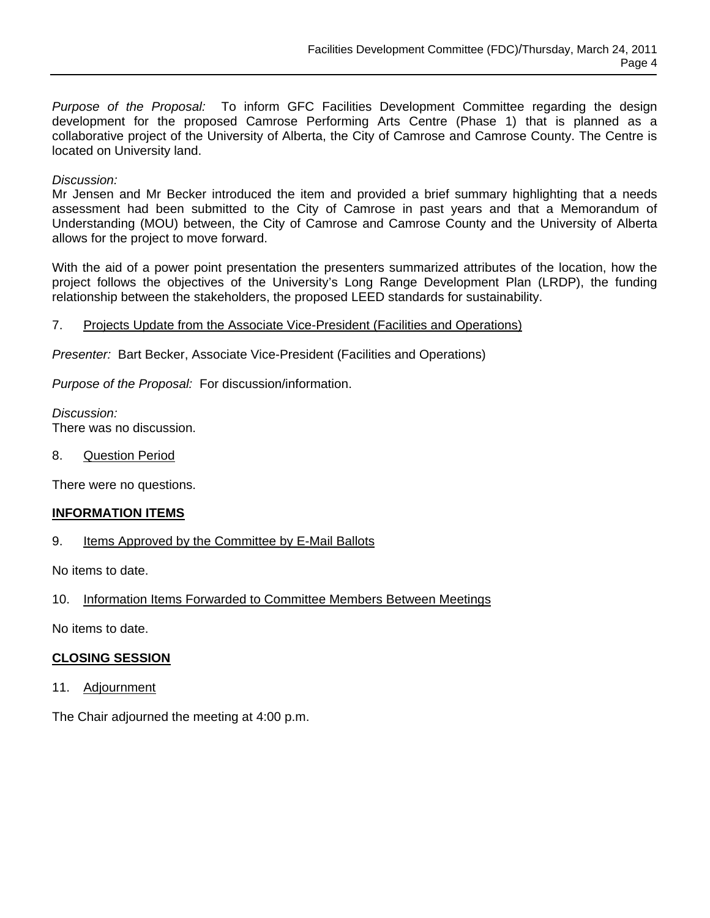*Purpose of the Proposal:* To inform GFC Facilities Development Committee regarding the design development for the proposed Camrose Performing Arts Centre (Phase 1) that is planned as a collaborative project of the University of Alberta, the City of Camrose and Camrose County. The Centre is located on University land.

*Discussion:*
Mr Jensen and Mr Becker introduced the item and provided a brief summary highlighting that a needs assessment had been submitted to the City of Camrose in past years and that a Memorandum of Understanding (MOU) between, the City of Camrose and Camrose County and the University of Alberta allows for the project to move forward.

With the aid of a power point presentation the presenters summarized attributes of the location, how the project follows the objectives of the University's Long Range Development Plan (LRDP), the funding relationship between the stakeholders, the proposed LEED standards for sustainability.

7. Projects Update from the Associate Vice-President (Facilities and Operations)

*Presenter:* Bart Becker, Associate Vice-President (Facilities and Operations)

*Purpose of the Proposal:* For discussion/information.

*Discussion:*
There was no discussion.

8. Question Period

There were no questions.

## INFORMATION ITEMS

9. Items Approved by the Committee by E-Mail Ballots

No items to date.

10. Information Items Forwarded to Committee Members Between Meetings

No items to date.

## CLOSING SESSION

11. Adjournment

The Chair adjourned the meeting at 4:00 p.m.